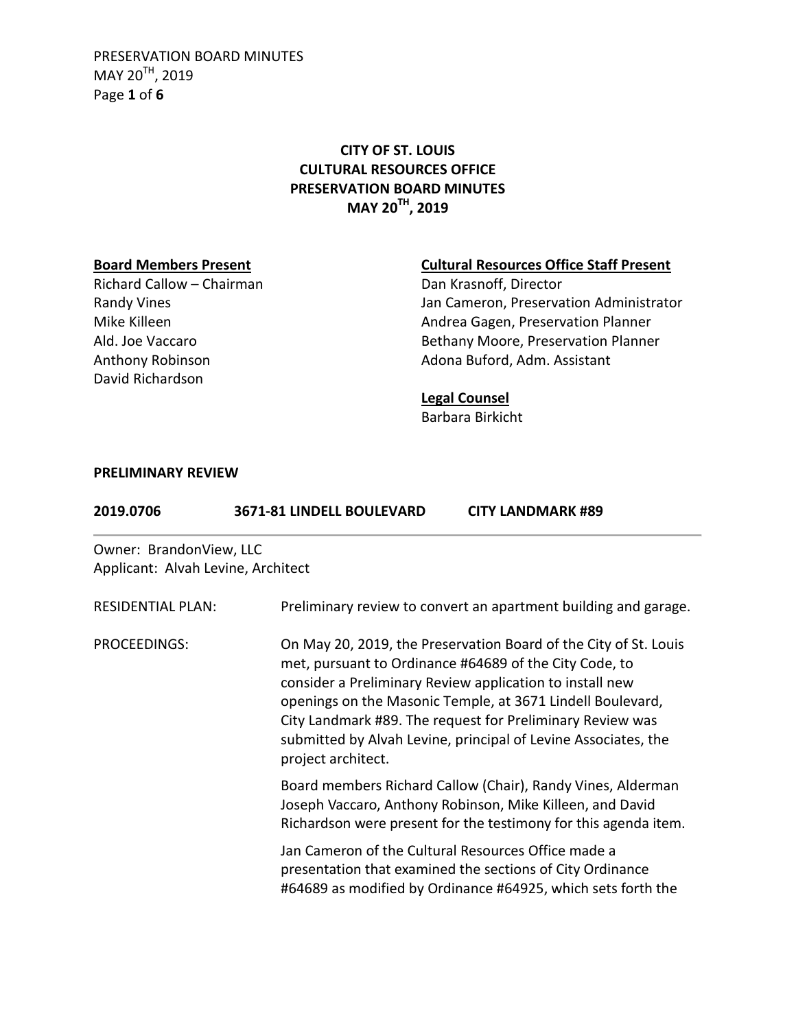# CITY OF ST. LOUIS
# CULTURAL RESOURCES OFFICE
# PRESERVATION BOARD MINUTES
# MAY 20TH, 2019

**Board Members Present**

Richard Callow – Chairman
Randy Vines
Mike Killeen
Ald. Joe Vaccaro
Anthony Robinson
David Richardson

**Cultural Resources Office Staff Present**

Dan Krasnoff, Director
Jan Cameron, Preservation Administrator
Andrea Gagen, Preservation Planner
Bethany Moore, Preservation Planner
Adona Buford, Adm. Assistant

**Legal Counsel**

Barbara Birkicht

## PRELIMINARY REVIEW

### 2019.0706 3671-81 LINDELL BOULEVARD CITY LANDMARK #89

Owner: BrandonView, LLC
Applicant: Alvah Levine, Architect

RESIDENTIAL PLAN: Preliminary review to convert an apartment building and garage.

PROCEEDINGS: On May 20, 2019, the Preservation Board of the City of St. Louis met, pursuant to Ordinance #64689 of the City Code, to consider a Preliminary Review application to install new openings on the Masonic Temple, at 3671 Lindell Boulevard, City Landmark #89. The request for Preliminary Review was submitted by Alvah Levine, principal of Levine Associates, the project architect.

Board members Richard Callow (Chair), Randy Vines, Alderman Joseph Vaccaro, Anthony Robinson, Mike Killeen, and David Richardson were present for the testimony for this agenda item.

Jan Cameron of the Cultural Resources Office made a presentation that examined the sections of City Ordinance #64689 as modified by Ordinance #64925, which sets forth the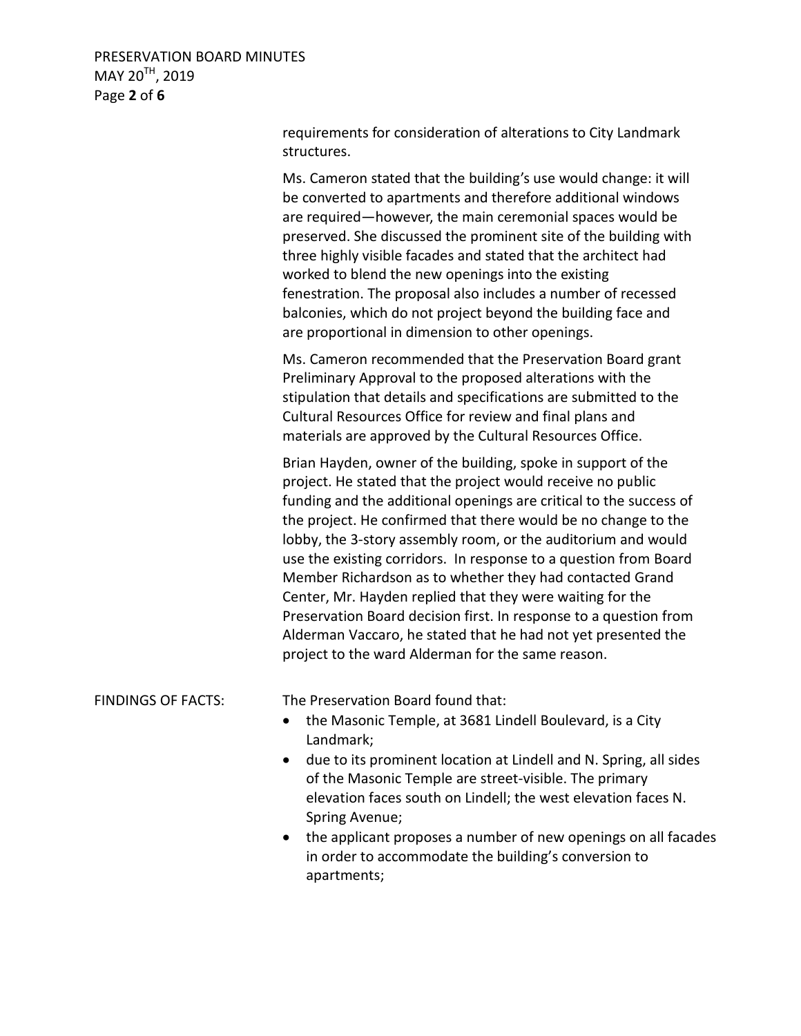requirements for consideration of alterations to City Landmark structures.

Ms. Cameron stated that the building's use would change: it will be converted to apartments and therefore additional windows are required—however, the main ceremonial spaces would be preserved. She discussed the prominent site of the building with three highly visible facades and stated that the architect had worked to blend the new openings into the existing fenestration. The proposal also includes a number of recessed balconies, which do not project beyond the building face and are proportional in dimension to other openings.

Ms. Cameron recommended that the Preservation Board grant Preliminary Approval to the proposed alterations with the stipulation that details and specifications are submitted to the Cultural Resources Office for review and final plans and materials are approved by the Cultural Resources Office.

Brian Hayden, owner of the building, spoke in support of the project. He stated that the project would receive no public funding and the additional openings are critical to the success of the project. He confirmed that there would be no change to the lobby, the 3-story assembly room, or the auditorium and would use the existing corridors. In response to a question from Board Member Richardson as to whether they had contacted Grand Center, Mr. Hayden replied that they were waiting for the Preservation Board decision first. In response to a question from Alderman Vaccaro, he stated that he had not yet presented the project to the ward Alderman for the same reason.

FINDINGS OF FACTS: The Preservation Board found that:

- the Masonic Temple, at 3681 Lindell Boulevard, is a City Landmark;
- due to its prominent location at Lindell and N. Spring, all sides of the Masonic Temple are street-visible. The primary elevation faces south on Lindell; the west elevation faces N. Spring Avenue;
- the applicant proposes a number of new openings on all facades in order to accommodate the building's conversion to apartments;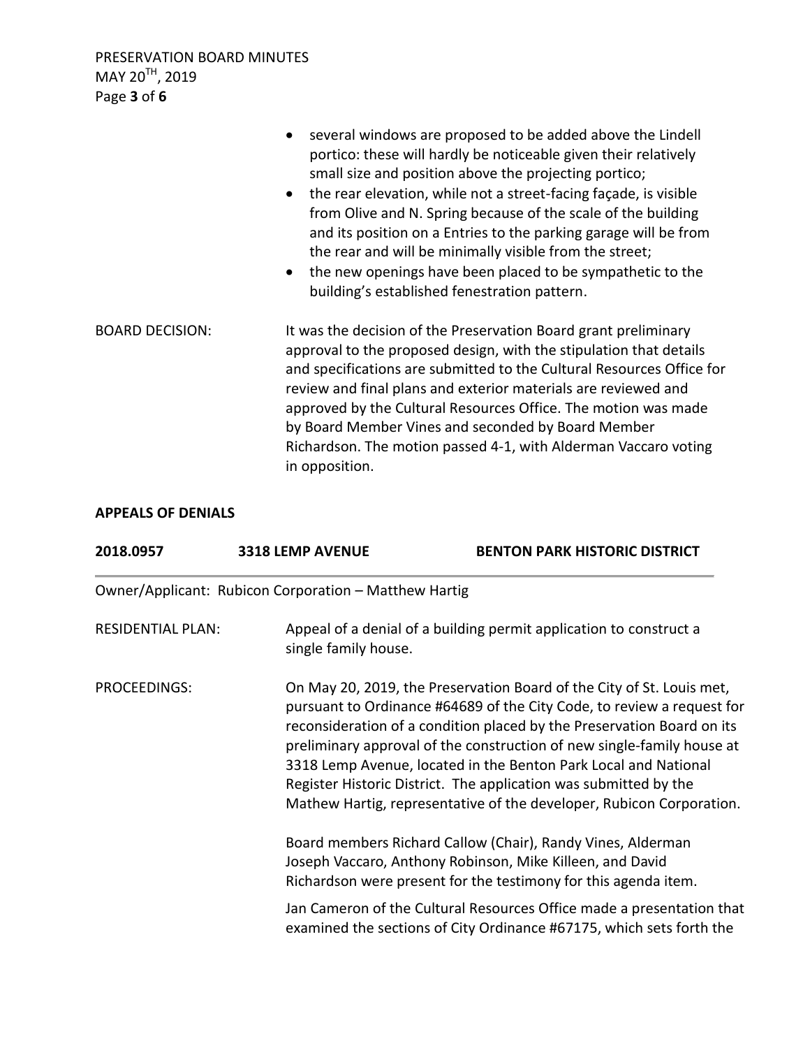- several windows are proposed to be added above the Lindell portico: these will hardly be noticeable given their relatively small size and position above the projecting portico;
- the rear elevation, while not a street-facing façade, is visible from Olive and N. Spring because of the scale of the building and its position on a Entries to the parking garage will be from the rear and will be minimally visible from the street;
- the new openings have been placed to be sympathetic to the building's established fenestration pattern.

BOARD DECISION: It was the decision of the Preservation Board grant preliminary approval to the proposed design, with the stipulation that details and specifications are submitted to the Cultural Resources Office for review and final plans and exterior materials are reviewed and approved by the Cultural Resources Office. The motion was made by Board Member Vines and seconded by Board Member Richardson. The motion passed 4-1, with Alderman Vaccaro voting in opposition.

## APPEALS OF DENIALS

### 2018.0957 3318 LEMP AVENUE BENTON PARK HISTORIC DISTRICT

Owner/Applicant: Rubicon Corporation – Matthew Hartig

RESIDENTIAL PLAN: Appeal of a denial of a building permit application to construct a single family house.

PROCEEDINGS: On May 20, 2019, the Preservation Board of the City of St. Louis met, pursuant to Ordinance #64689 of the City Code, to review a request for reconsideration of a condition placed by the Preservation Board on its preliminary approval of the construction of new single-family house at 3318 Lemp Avenue, located in the Benton Park Local and National Register Historic District. The application was submitted by the Mathew Hartig, representative of the developer, Rubicon Corporation.

Board members Richard Callow (Chair), Randy Vines, Alderman Joseph Vaccaro, Anthony Robinson, Mike Killeen, and David Richardson were present for the testimony for this agenda item.

Jan Cameron of the Cultural Resources Office made a presentation that examined the sections of City Ordinance #67175, which sets forth the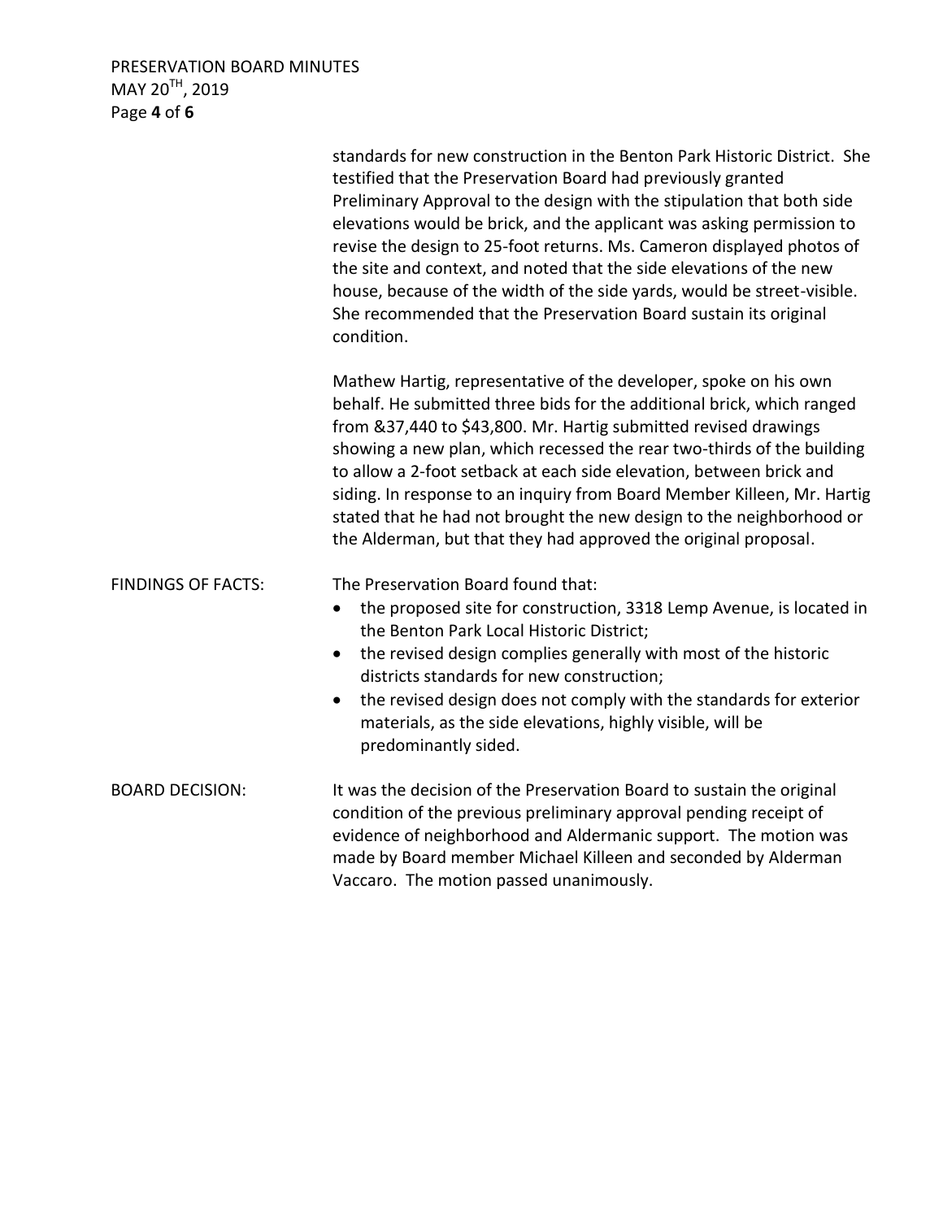standards for new construction in the Benton Park Historic District. She testified that the Preservation Board had previously granted Preliminary Approval to the design with the stipulation that both side elevations would be brick, and the applicant was asking permission to revise the design to 25-foot returns. Ms. Cameron displayed photos of the site and context, and noted that the side elevations of the new house, because of the width of the side yards, would be street-visible. She recommended that the Preservation Board sustain its original condition.

Mathew Hartig, representative of the developer, spoke on his own behalf. He submitted three bids for the additional brick, which ranged from &37,440 to $43,800. Mr. Hartig submitted revised drawings showing a new plan, which recessed the rear two-thirds of the building to allow a 2-foot setback at each side elevation, between brick and siding. In response to an inquiry from Board Member Killeen, Mr. Hartig stated that he had not brought the new design to the neighborhood or the Alderman, but that they had approved the original proposal.

FINDINGS OF FACTS: The Preservation Board found that:

- the proposed site for construction, 3318 Lemp Avenue, is located in the Benton Park Local Historic District;
- the revised design complies generally with most of the historic districts standards for new construction;
- the revised design does not comply with the standards for exterior materials, as the side elevations, highly visible, will be predominantly sided.

BOARD DECISION: It was the decision of the Preservation Board to sustain the original condition of the previous preliminary approval pending receipt of evidence of neighborhood and Aldermanic support. The motion was made by Board member Michael Killeen and seconded by Alderman Vaccaro. The motion passed unanimously.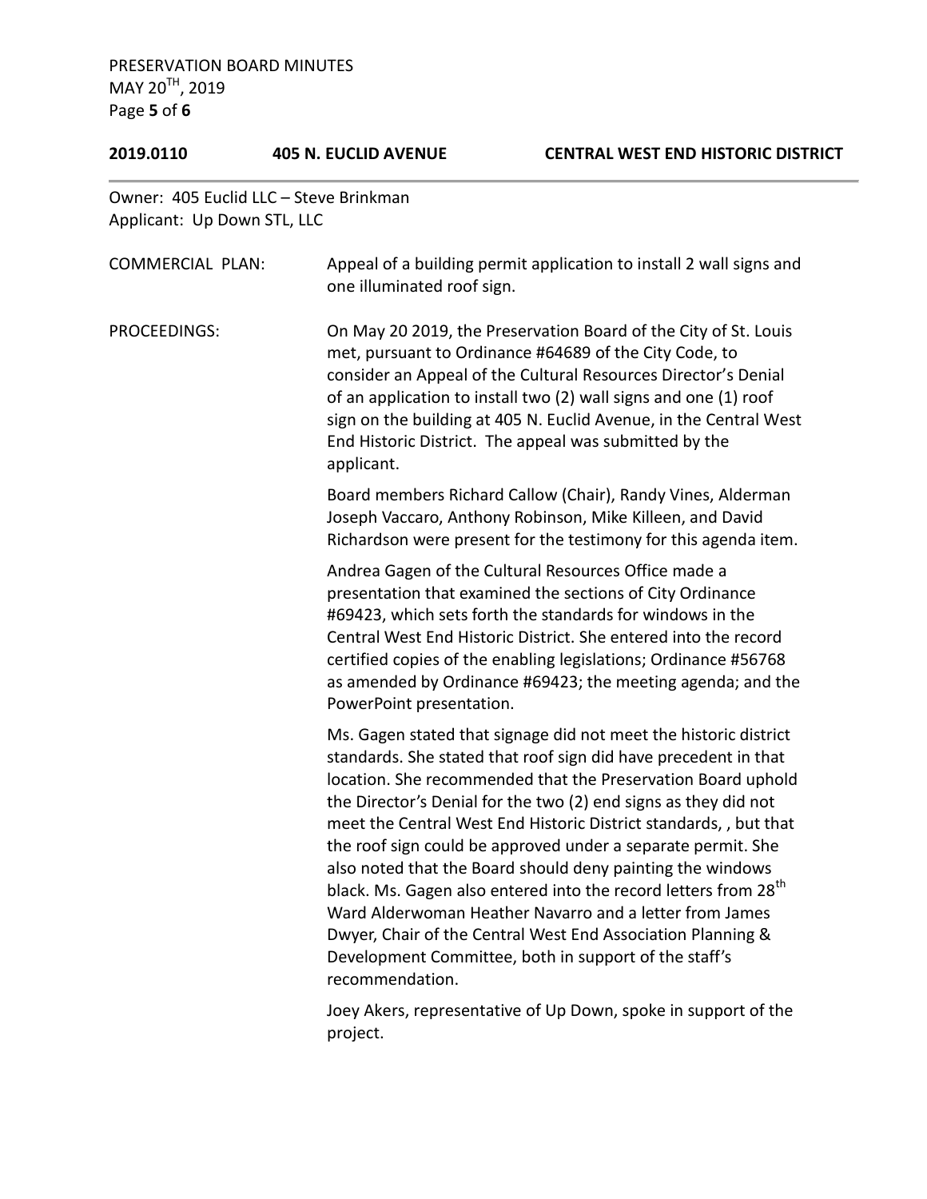**2019.0110 405 N. EUCLID AVENUE CENTRAL WEST END HISTORIC DISTRICT**

Owner: 405 Euclid LLC – Steve Brinkman
Applicant: Up Down STL, LLC

COMMERCIAL PLAN: Appeal of a building permit application to install 2 wall signs and one illuminated roof sign.

PROCEEDINGS: On May 20 2019, the Preservation Board of the City of St. Louis met, pursuant to Ordinance #64689 of the City Code, to consider an Appeal of the Cultural Resources Director's Denial of an application to install two (2) wall signs and one (1) roof sign on the building at 405 N. Euclid Avenue, in the Central West End Historic District. The appeal was submitted by the applicant.

Board members Richard Callow (Chair), Randy Vines, Alderman Joseph Vaccaro, Anthony Robinson, Mike Killeen, and David Richardson were present for the testimony for this agenda item.

Andrea Gagen of the Cultural Resources Office made a presentation that examined the sections of City Ordinance #69423, which sets forth the standards for windows in the Central West End Historic District. She entered into the record certified copies of the enabling legislations; Ordinance #56768 as amended by Ordinance #69423; the meeting agenda; and the PowerPoint presentation.

Ms. Gagen stated that signage did not meet the historic district standards. She stated that roof sign did have precedent in that location. She recommended that the Preservation Board uphold the Director's Denial for the two (2) end signs as they did not meet the Central West End Historic District standards, , but that the roof sign could be approved under a separate permit. She also noted that the Board should deny painting the windows black. Ms. Gagen also entered into the record letters from 28th Ward Alderwoman Heather Navarro and a letter from James Dwyer, Chair of the Central West End Association Planning & Development Committee, both in support of the staff's recommendation.

Joey Akers, representative of Up Down, spoke in support of the project.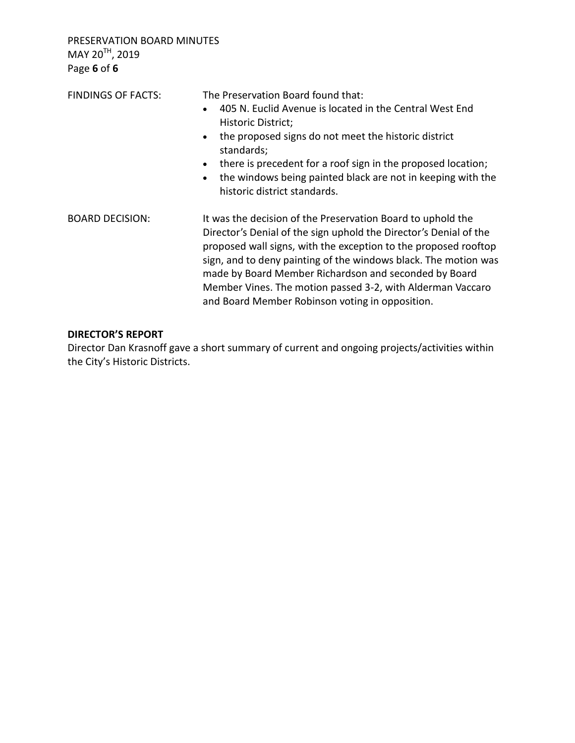FINDINGS OF FACTS: The Preservation Board found that:

- 405 N. Euclid Avenue is located in the Central West End Historic District;
- the proposed signs do not meet the historic district standards;
- there is precedent for a roof sign in the proposed location;
- the windows being painted black are not in keeping with the historic district standards.

BOARD DECISION: It was the decision of the Preservation Board to uphold the Director's Denial of the sign uphold the Director's Denial of the proposed wall signs, with the exception to the proposed rooftop sign, and to deny painting of the windows black. The motion was made by Board Member Richardson and seconded by Board Member Vines. The motion passed 3-2, with Alderman Vaccaro and Board Member Robinson voting in opposition.

**DIRECTOR'S REPORT**

Director Dan Krasnoff gave a short summary of current and ongoing projects/activities within the City's Historic Districts.